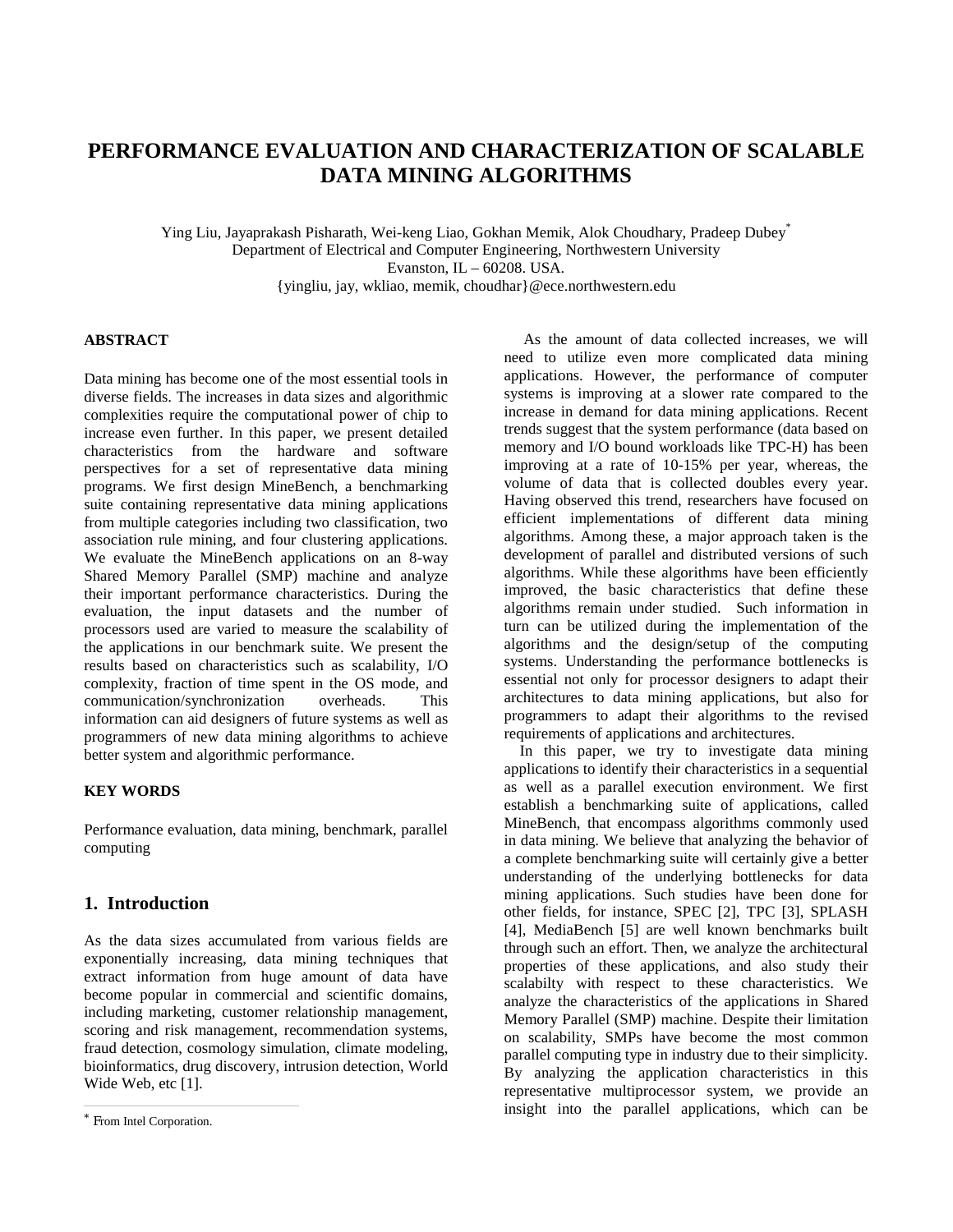# PERFORMANCE EVALUATION AND CHARACTERIZATION OF SCALABLE DATA MINING ALGORITHMS

Ying Liu, Jayaprakash Pisharath, Wei-keng Liao, Gokhan Memik, Alok Choudhary, Pradeep Dubey*
Department of Electrical and Computer Engineering, Northwestern University
Evanston, IL – 60208. USA.
{yingliu, jay, wkliao, memik, choudhar}@ece.northwestern.edu

## ABSTRACT

Data mining has become one of the most essential tools in diverse fields. The increases in data sizes and algorithmic complexities require the computational power of chip to increase even further. In this paper, we present detailed characteristics from the hardware and software perspectives for a set of representative data mining programs. We first design MineBench, a benchmarking suite containing representative data mining applications from multiple categories including two classification, two association rule mining, and four clustering applications. We evaluate the MineBench applications on an 8-way Shared Memory Parallel (SMP) machine and analyze their important performance characteristics. During the evaluation, the input datasets and the number of processors used are varied to measure the scalability of the applications in our benchmark suite. We present the results based on characteristics such as scalability, I/O complexity, fraction of time spent in the OS mode, and communication/synchronization overheads. This information can aid designers of future systems as well as programmers of new data mining algorithms to achieve better system and algorithmic performance.

## KEY WORDS

Performance evaluation, data mining, benchmark, parallel computing

## 1. Introduction

As the data sizes accumulated from various fields are exponentially increasing, data mining techniques that extract information from huge amount of data have become popular in commercial and scientific domains, including marketing, customer relationship management, scoring and risk management, recommendation systems, fraud detection, cosmology simulation, climate modeling, bioinformatics, drug discovery, intrusion detection, World Wide Web, etc [1].

As the amount of data collected increases, we will need to utilize even more complicated data mining applications. However, the performance of computer systems is improving at a slower rate compared to the increase in demand for data mining applications. Recent trends suggest that the system performance (data based on memory and I/O bound workloads like TPC-H) has been improving at a rate of 10-15% per year, whereas, the volume of data that is collected doubles every year. Having observed this trend, researchers have focused on efficient implementations of different data mining algorithms. Among these, a major approach taken is the development of parallel and distributed versions of such algorithms. While these algorithms have been efficiently improved, the basic characteristics that define these algorithms remain under studied. Such information in turn can be utilized during the implementation of the algorithms and the design/setup of the computing systems. Understanding the performance bottlenecks is essential not only for processor designers to adapt their architectures to data mining applications, but also for programmers to adapt their algorithms to the revised requirements of applications and architectures.

In this paper, we try to investigate data mining applications to identify their characteristics in a sequential as well as a parallel execution environment. We first establish a benchmarking suite of applications, called MineBench, that encompass algorithms commonly used in data mining. We believe that analyzing the behavior of a complete benchmarking suite will certainly give a better understanding of the underlying bottlenecks for data mining applications. Such studies have been done for other fields, for instance, SPEC [2], TPC [3], SPLASH [4], MediaBench [5] are well known benchmarks built through such an effort. Then, we analyze the architectural properties of these applications, and also study their scalabilty with respect to these characteristics. We analyze the characteristics of the applications in Shared Memory Parallel (SMP) machine. Despite their limitation on scalability, SMPs have become the most common parallel computing type in industry due to their simplicity. By analyzing the application characteristics in this representative multiprocessor system, we provide an insight into the parallel applications, which can be

* From Intel Corporation.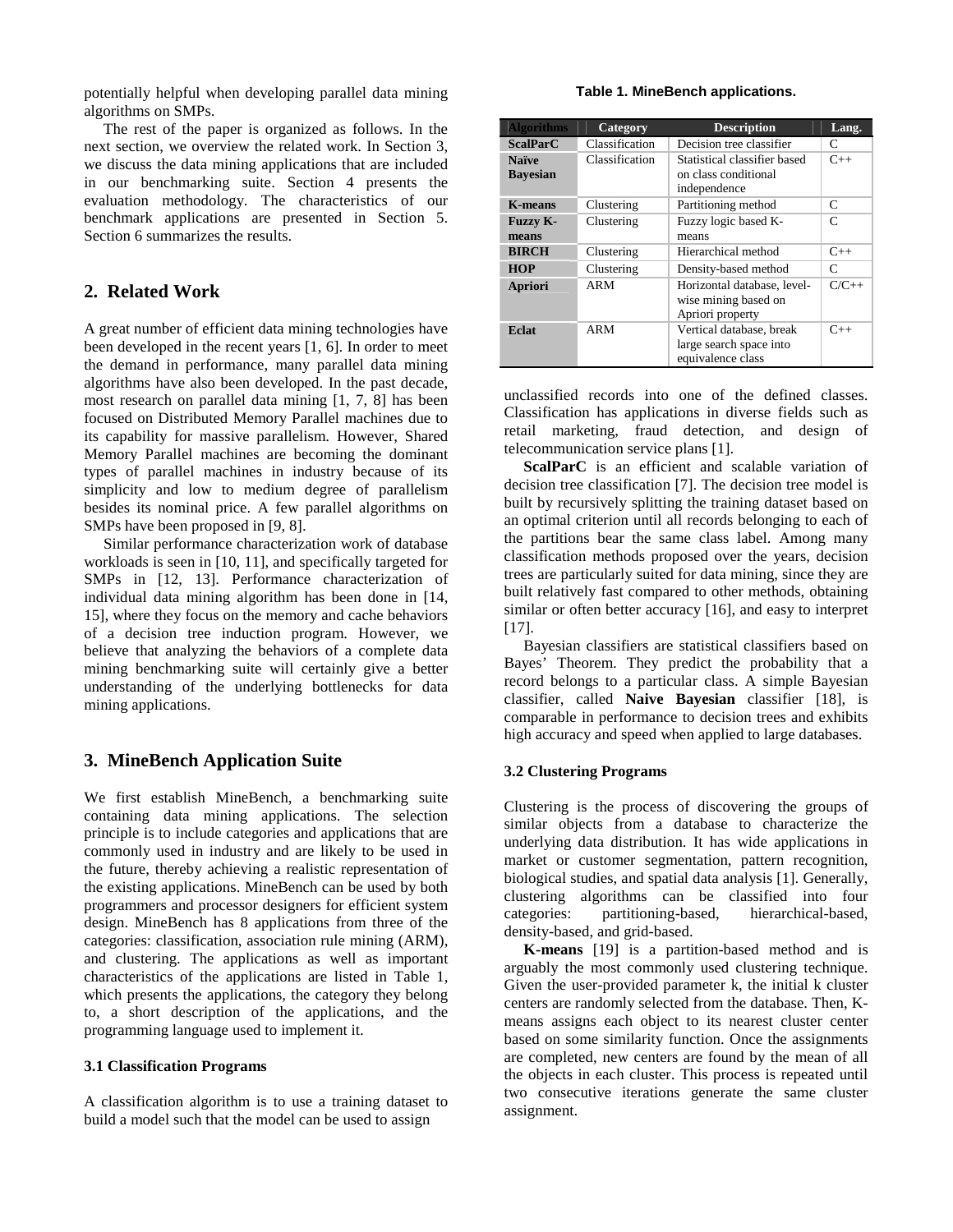potentially helpful when developing parallel data mining algorithms on SMPs.

The rest of the paper is organized as follows. In the next section, we overview the related work. In Section 3, we discuss the data mining applications that are included in our benchmarking suite. Section 4 presents the evaluation methodology. The characteristics of our benchmark applications are presented in Section 5. Section 6 summarizes the results.

## 2. Related Work

A great number of efficient data mining technologies have been developed in the recent years [1, 6]. In order to meet the demand in performance, many parallel data mining algorithms have also been developed. In the past decade, most research on parallel data mining [1, 7, 8] has been focused on Distributed Memory Parallel machines due to its capability for massive parallelism. However, Shared Memory Parallel machines are becoming the dominant types of parallel machines in industry because of its simplicity and low to medium degree of parallelism besides its nominal price. A few parallel algorithms on SMPs have been proposed in [9, 8].

Similar performance characterization work of database workloads is seen in [10, 11], and specifically targeted for SMPs in [12, 13]. Performance characterization of individual data mining algorithm has been done in [14, 15], where they focus on the memory and cache behaviors of a decision tree induction program. However, we believe that analyzing the behaviors of a complete data mining benchmarking suite will certainly give a better understanding of the underlying bottlenecks for data mining applications.

## 3. MineBench Application Suite

We first establish MineBench, a benchmarking suite containing data mining applications. The selection principle is to include categories and applications that are commonly used in industry and are likely to be used in the future, thereby achieving a realistic representation of the existing applications. MineBench can be used by both programmers and processor designers for efficient system design. MineBench has 8 applications from three of the categories: classification, association rule mining (ARM), and clustering. The applications as well as important characteristics of the applications are listed in Table 1, which presents the applications, the category they belong to, a short description of the applications, and the programming language used to implement it.

**Table 1. MineBench applications.**

| Algorithms | Category | Description | Lang. |
|---|---|---|---|
| **ScalParC** | Classification | Decision tree classifier | C |
| **Naïve Bayesian** | Classification | Statistical classifier based on class conditional independence | C++ |
| **K-means** | Clustering | Partitioning method | C |
| **Fuzzy K-means** | Clustering | Fuzzy logic based K-means | C |
| **BIRCH** | Clustering | Hierarchical method | C++ |
| **HOP** | Clustering | Density-based method | C |
| **Apriori** | ARM | Horizontal database, level-wise mining based on Apriori property | C/C++ |
| **Eclat** | ARM | Vertical database, break large search space into equivalence class | C++ |

### 3.1 Classification Programs

A classification algorithm is to use a training dataset to build a model such that the model can be used to assign unclassified records into one of the defined classes. Classification has applications in diverse fields such as retail marketing, fraud detection, and design of telecommunication service plans [1].

**ScalParC** is an efficient and scalable variation of decision tree classification [7]. The decision tree model is built by recursively splitting the training dataset based on an optimal criterion until all records belonging to each of the partitions bear the same class label. Among many classification methods proposed over the years, decision trees are particularly suited for data mining, since they are built relatively fast compared to other methods, obtaining similar or often better accuracy [16], and easy to interpret [17].

Bayesian classifiers are statistical classifiers based on Bayes' Theorem. They predict the probability that a record belongs to a particular class. A simple Bayesian classifier, called **Naive Bayesian** classifier [18], is comparable in performance to decision trees and exhibits high accuracy and speed when applied to large databases.

### 3.2 Clustering Programs

Clustering is the process of discovering the groups of similar objects from a database to characterize the underlying data distribution. It has wide applications in market or customer segmentation, pattern recognition, biological studies, and spatial data analysis [1]. Generally, clustering algorithms can be classified into four categories: partitioning-based, hierarchical-based, density-based, and grid-based.

**K-means** [19] is a partition-based method and is arguably the most commonly used clustering technique. Given the user-provided parameter k, the initial k cluster centers are randomly selected from the database. Then, K-means assigns each object to its nearest cluster center based on some similarity function. Once the assignments are completed, new centers are found by the mean of all the objects in each cluster. This process is repeated until two consecutive iterations generate the same cluster assignment.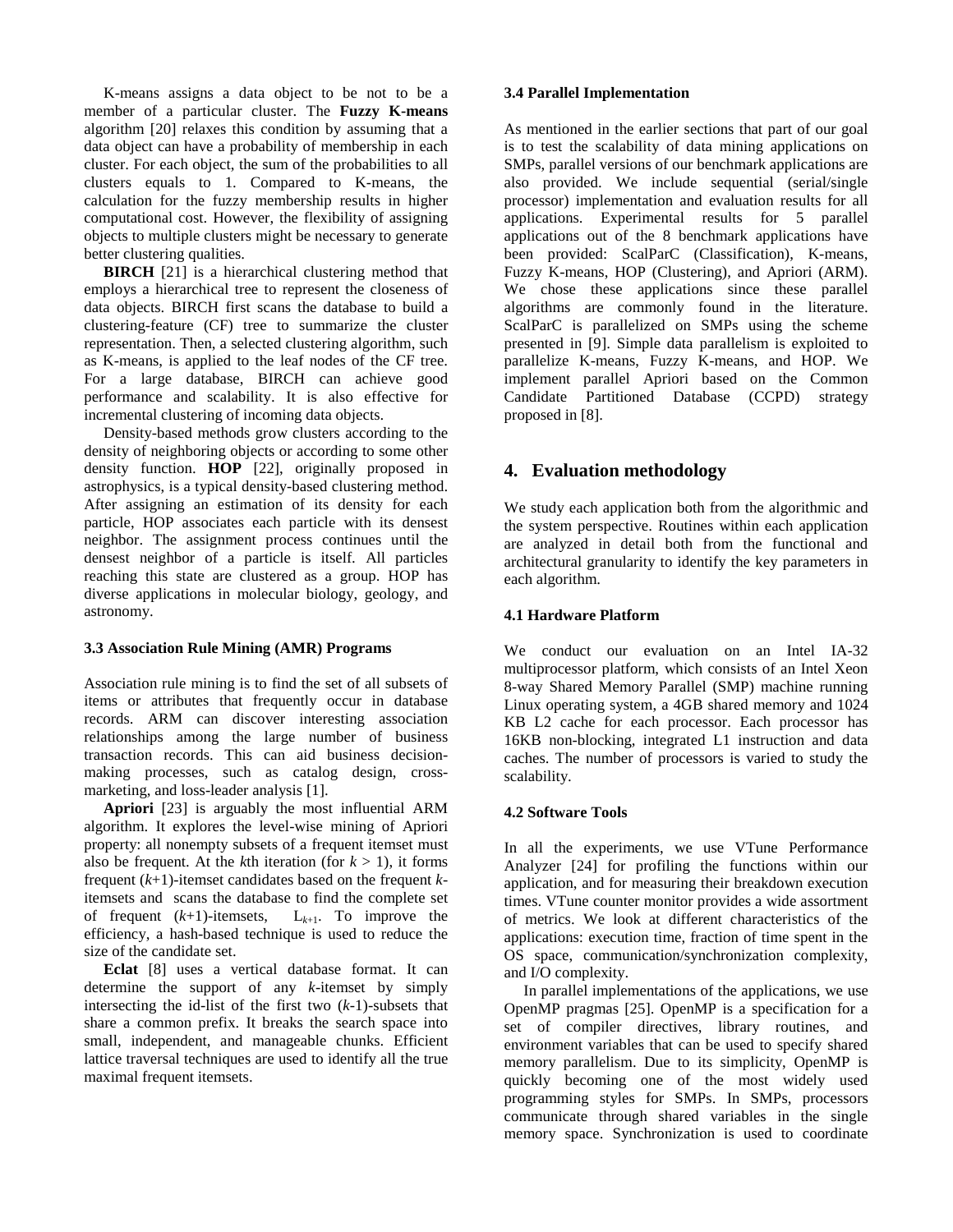K-means assigns a data object to be not to be a member of a particular cluster. The **Fuzzy K-means** algorithm [20] relaxes this condition by assuming that a data object can have a probability of membership in each cluster. For each object, the sum of the probabilities to all clusters equals to 1. Compared to K-means, the calculation for the fuzzy membership results in higher computational cost. However, the flexibility of assigning objects to multiple clusters might be necessary to generate better clustering qualities.

**BIRCH** [21] is a hierarchical clustering method that employs a hierarchical tree to represent the closeness of data objects. BIRCH first scans the database to build a clustering-feature (CF) tree to summarize the cluster representation. Then, a selected clustering algorithm, such as K-means, is applied to the leaf nodes of the CF tree. For a large database, BIRCH can achieve good performance and scalability. It is also effective for incremental clustering of incoming data objects.

Density-based methods grow clusters according to the density of neighboring objects or according to some other density function. **HOP** [22], originally proposed in astrophysics, is a typical density-based clustering method. After assigning an estimation of its density for each particle, HOP associates each particle with its densest neighbor. The assignment process continues until the densest neighbor of a particle is itself. All particles reaching this state are clustered as a group. HOP has diverse applications in molecular biology, geology, and astronomy.

### 3.3 Association Rule Mining (AMR) Programs

Association rule mining is to find the set of all subsets of items or attributes that frequently occur in database records. ARM can discover interesting association relationships among the large number of business transaction records. This can aid business decision-making processes, such as catalog design, cross-marketing, and loss-leader analysis [1].

**Apriori** [23] is arguably the most influential ARM algorithm. It explores the level-wise mining of Apriori property: all nonempty subsets of a frequent itemset must also be frequent. At the $k$th iteration (for $k > 1$), it forms frequent ($k$+1)-itemset candidates based on the frequent $k$-itemsets and scans the database to find the complete set of frequent ($k$+1)-itemsets, $L_{k+1}$. To improve the efficiency, a hash-based technique is used to reduce the size of the candidate set.

**Eclat** [8] uses a vertical database format. It can determine the support of any $k$-itemset by simply intersecting the id-list of the first two ($k$-1)-subsets that share a common prefix. It breaks the search space into small, independent, and manageable chunks. Efficient lattice traversal techniques are used to identify all the true maximal frequent itemsets.

### 3.4 Parallel Implementation

As mentioned in the earlier sections that part of our goal is to test the scalability of data mining applications on SMPs, parallel versions of our benchmark applications are also provided. We include sequential (serial/single processor) implementation and evaluation results for all applications. Experimental results for 5 parallel applications out of the 8 benchmark applications have been provided: ScalParC (Classification), K-means, Fuzzy K-means, HOP (Clustering), and Apriori (ARM). We chose these applications since these parallel algorithms are commonly found in the literature. ScalParC is parallelized on SMPs using the scheme presented in [9]. Simple data parallelism is exploited to parallelize K-means, Fuzzy K-means, and HOP. We implement parallel Apriori based on the Common Candidate Partitioned Database (CCPD) strategy proposed in [8].

## 4. Evaluation methodology

We study each application both from the algorithmic and the system perspective. Routines within each application are analyzed in detail both from the functional and architectural granularity to identify the key parameters in each algorithm.

### 4.1 Hardware Platform

We conduct our evaluation on an Intel IA-32 multiprocessor platform, which consists of an Intel Xeon 8-way Shared Memory Parallel (SMP) machine running Linux operating system, a 4GB shared memory and 1024 KB L2 cache for each processor. Each processor has 16KB non-blocking, integrated L1 instruction and data caches. The number of processors is varied to study the scalability.

### 4.2 Software Tools

In all the experiments, we use VTune Performance Analyzer [24] for profiling the functions within our application, and for measuring their breakdown execution times. VTune counter monitor provides a wide assortment of metrics. We look at different characteristics of the applications: execution time, fraction of time spent in the OS space, communication/synchronization complexity, and I/O complexity.

In parallel implementations of the applications, we use OpenMP pragmas [25]. OpenMP is a specification for a set of compiler directives, library routines, and environment variables that can be used to specify shared memory parallelism. Due to its simplicity, OpenMP is quickly becoming one of the most widely used programming styles for SMPs. In SMPs, processors communicate through shared variables in the single memory space. Synchronization is used to coordinate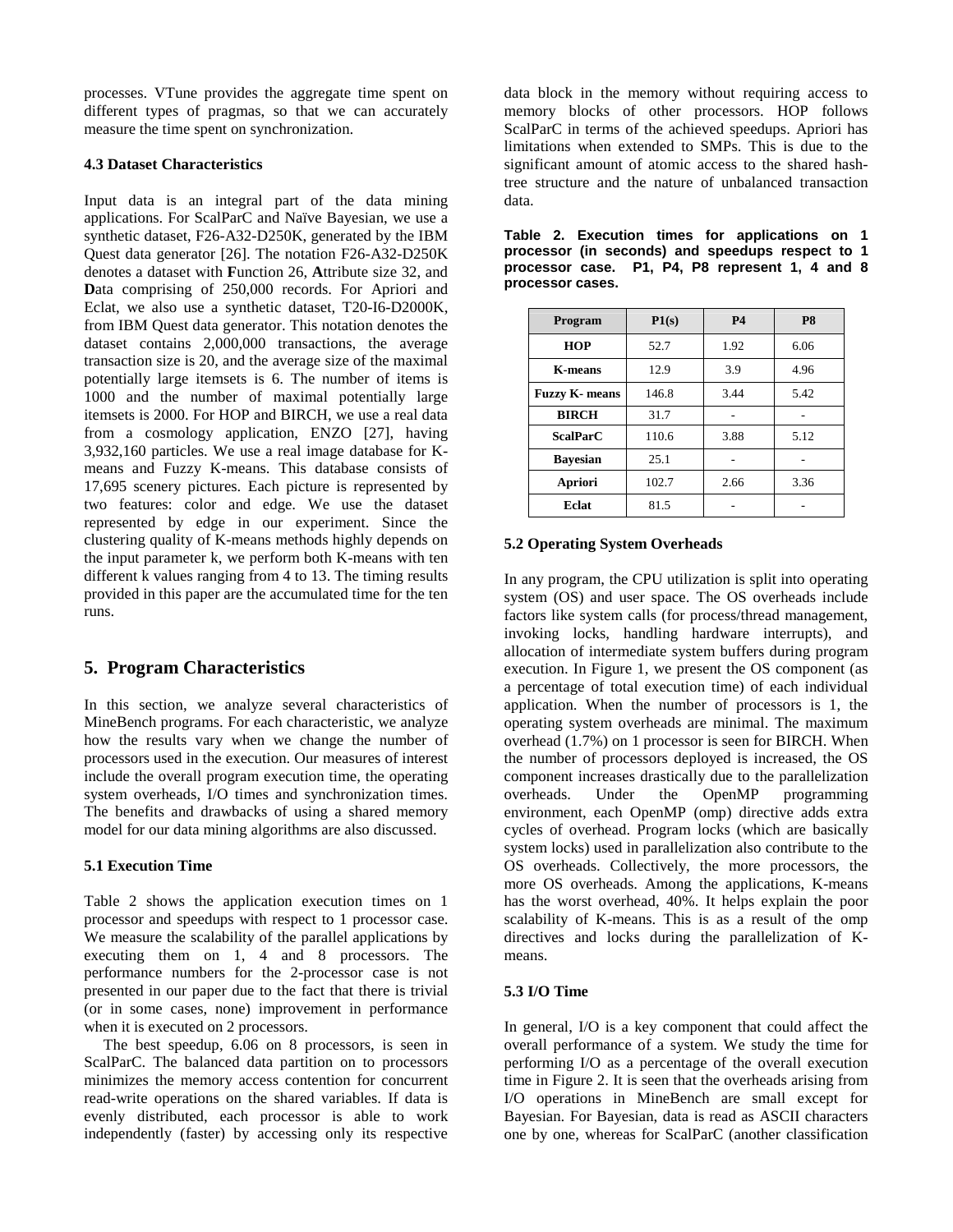processes. VTune provides the aggregate time spent on different types of pragmas, so that we can accurately measure the time spent on synchronization.

#### 4.3 Dataset Characteristics

Input data is an integral part of the data mining applications. For ScalParC and Naïve Bayesian, we use a synthetic dataset, F26-A32-D250K, generated by the IBM Quest data generator [26]. The notation F26-A32-D250K denotes a dataset with **F**unction 26, **A**ttribute size 32, and **D**ata comprising of 250,000 records. For Apriori and Eclat, we also use a synthetic dataset, T20-I6-D2000K, from IBM Quest data generator. This notation denotes the dataset contains 2,000,000 transactions, the average transaction size is 20, and the average size of the maximal potentially large itemsets is 6. The number of items is 1000 and the number of maximal potentially large itemsets is 2000. For HOP and BIRCH, we use a real data from a cosmology application, ENZO [27], having 3,932,160 particles. We use a real image database for K-means and Fuzzy K-means. This database consists of 17,695 scenery pictures. Each picture is represented by two features: color and edge. We use the dataset represented by edge in our experiment. Since the clustering quality of K-means methods highly depends on the input parameter k, we perform both K-means with ten different k values ranging from 4 to 13. The timing results provided in this paper are the accumulated time for the ten runs.

## 5. Program Characteristics

In this section, we analyze several characteristics of MineBench programs. For each characteristic, we analyze how the results vary when we change the number of processors used in the execution. Our measures of interest include the overall program execution time, the operating system overheads, I/O times and synchronization times. The benefits and drawbacks of using a shared memory model for our data mining algorithms are also discussed.

#### 5.1 Execution Time

Table 2 shows the application execution times on 1 processor and speedups with respect to 1 processor case. We measure the scalability of the parallel applications by executing them on 1, 4 and 8 processors. The performance numbers for the 2-processor case is not presented in our paper due to the fact that there is trivial (or in some cases, none) improvement in performance when it is executed on 2 processors.

The best speedup, 6.06 on 8 processors, is seen in ScalParC. The balanced data partition on to processors minimizes the memory access contention for concurrent read-write operations on the shared variables. If data is evenly distributed, each processor is able to work independently (faster) by accessing only its respective data block in the memory without requiring access to memory blocks of other processors. HOP follows ScalParC in terms of the achieved speedups. Apriori has limitations when extended to SMPs. This is due to the significant amount of atomic access to the shared hash-tree structure and the nature of unbalanced transaction data.

**Table 2. Execution times for applications on 1 processor (in seconds) and speedups respect to 1 processor case. P1, P4, P8 represent 1, 4 and 8 processor cases.**

| Program | P1(s) | P4 | P8 |
|---|---|---|---|
| HOP | 52.7 | 1.92 | 6.06 |
| K-means | 12.9 | 3.9 | 4.96 |
| Fuzzy K- means | 146.8 | 3.44 | 5.42 |
| BIRCH | 31.7 | - | - |
| ScalParC | 110.6 | 3.88 | 5.12 |
| Bayesian | 25.1 | - | - |
| Apriori | 102.7 | 2.66 | 3.36 |
| Eclat | 81.5 | - | - |

#### 5.2 Operating System Overheads

In any program, the CPU utilization is split into operating system (OS) and user space. The OS overheads include factors like system calls (for process/thread management, invoking locks, handling hardware interrupts), and allocation of intermediate system buffers during program execution. In Figure 1, we present the OS component (as a percentage of total execution time) of each individual application. When the number of processors is 1, the operating system overheads are minimal. The maximum overhead (1.7%) on 1 processor is seen for BIRCH. When the number of processors deployed is increased, the OS component increases drastically due to the parallelization overheads. Under the OpenMP programming environment, each OpenMP (omp) directive adds extra cycles of overhead. Program locks (which are basically system locks) used in parallelization also contribute to the OS overheads. Collectively, the more processors, the more OS overheads. Among the applications, K-means has the worst overhead, 40%. It helps explain the poor scalability of K-means. This is as a result of the omp directives and locks during the parallelization of K-means.

#### 5.3 I/O Time

In general, I/O is a key component that could affect the overall performance of a system. We study the time for performing I/O as a percentage of the overall execution time in Figure 2. It is seen that the overheads arising from I/O operations in MineBench are small except for Bayesian. For Bayesian, data is read as ASCII characters one by one, whereas for ScalParC (another classification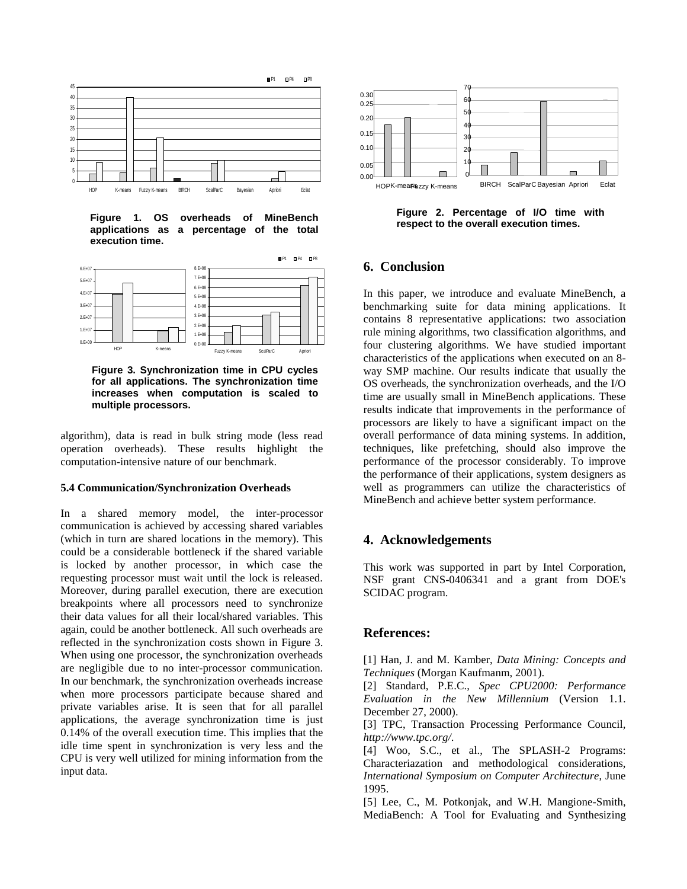**Figure 1. OS overheads of MineBench applications as a percentage of the total execution time.**

**Figure 3. Synchronization time in CPU cycles for all applications. The synchronization time increases when computation is scaled to multiple processors.**

algorithm), data is read in bulk string mode (less read operation overheads). These results highlight the computation-intensive nature of our benchmark.

#### 5.4 Communication/Synchronization Overheads

In a shared memory model, the inter-processor communication is achieved by accessing shared variables (which in turn are shared locations in the memory). This could be a considerable bottleneck if the shared variable is locked by another processor, in which case the requesting processor must wait until the lock is released. Moreover, during parallel execution, there are execution breakpoints where all processors need to synchronize their data values for all their local/shared variables. This again, could be another bottleneck. All such overheads are reflected in the synchronization costs shown in Figure 3. When using one processor, the synchronization overheads are negligible due to no inter-processor communication. In our benchmark, the synchronization overheads increase when more processors participate because shared and private variables arise. It is seen that for all parallel applications, the average synchronization time is just 0.14% of the overall execution time. This implies that the idle time spent in synchronization is very less and the CPU is very well utilized for mining information from the input data.

**Figure 2. Percentage of I/O time with respect to the overall execution times.**

## 6. Conclusion

In this paper, we introduce and evaluate MineBench, a benchmarking suite for data mining applications. It contains 8 representative applications: two association rule mining algorithms, two classification algorithms, and four clustering algorithms. We have studied important characteristics of the applications when executed on an 8-way SMP machine. Our results indicate that usually the OS overheads, the synchronization overheads, and the I/O time are usually small in MineBench applications. These results indicate that improvements in the performance of processors are likely to have a significant impact on the overall performance of data mining systems. In addition, techniques, like prefetching, should also improve the performance of the processor considerably. To improve the performance of their applications, system designers as well as programmers can utilize the characteristics of MineBench and achieve better system performance.

## 4. Acknowledgements

This work was supported in part by Intel Corporation, NSF grant CNS-0406341 and a grant from DOE's SCIDAC program.

## References:

[1] Han, J. and M. Kamber, *Data Mining: Concepts and Techniques* (Morgan Kaufmanm, 2001).

[2] Standard, P.E.C., *Spec CPU2000: Performance Evaluation in the New Millennium* (Version 1.1. December 27, 2000).

[3] TPC, Transaction Processing Performance Council, *http://www.tpc.org/*.

[4] Woo, S.C., et al., The SPLASH-2 Programs: Characteriazation and methodological considerations, *International Symposium on Computer Architecture*, June 1995.

[5] Lee, C., M. Potkonjak, and W.H. Mangione-Smith, MediaBench: A Tool for Evaluating and Synthesizing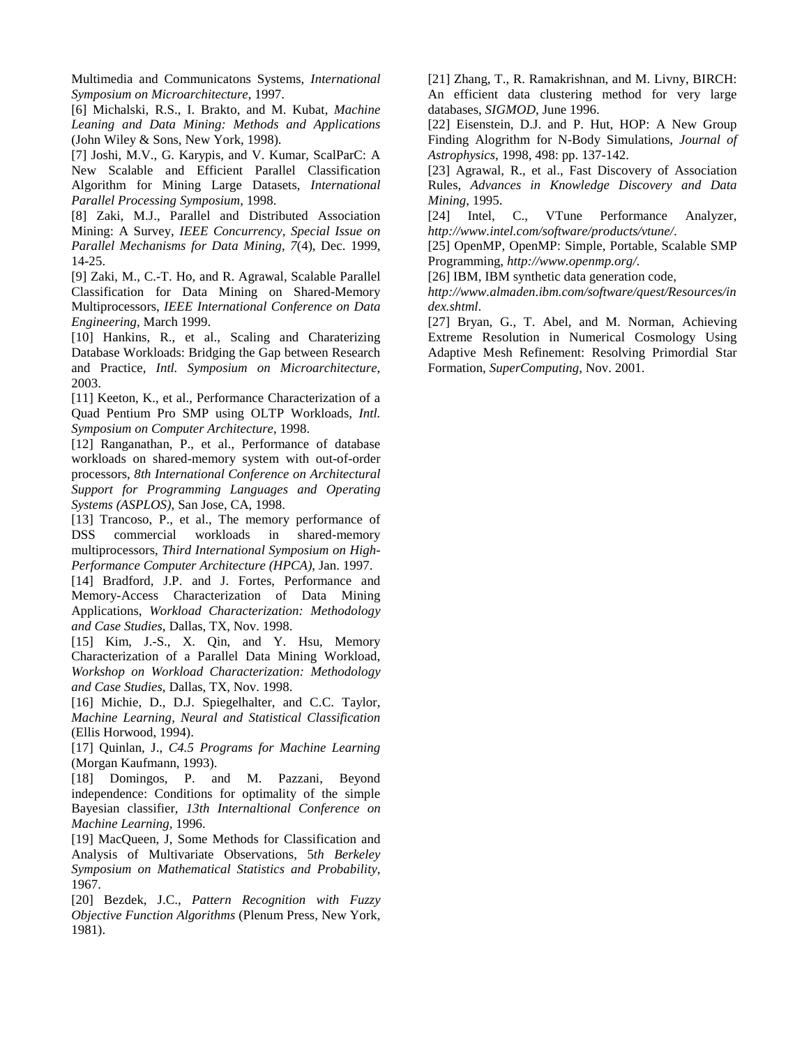Multimedia and Communicatons Systems, *International Symposium on Microarchitecture*, 1997.

[6] Michalski, R.S., I. Brakto, and M. Kubat, *Machine Leaning and Data Mining: Methods and Applications* (John Wiley & Sons, New York, 1998).

[7] Joshi, M.V., G. Karypis, and V. Kumar, ScalParC: A New Scalable and Efficient Parallel Classification Algorithm for Mining Large Datasets, *International Parallel Processing Symposium*, 1998.

[8] Zaki, M.J., Parallel and Distributed Association Mining: A Survey, *IEEE Concurrency, Special Issue on Parallel Mechanisms for Data Mining*, *7*(4), Dec. 1999, 14-25.

[9] Zaki, M., C.-T. Ho, and R. Agrawal, Scalable Parallel Classification for Data Mining on Shared-Memory Multiprocessors, *IEEE International Conference on Data Engineering*, March 1999.

[10] Hankins, R., et al., Scaling and Charaterizing Database Workloads: Bridging the Gap between Research and Practice, *Intl. Symposium on Microarchitecture*, 2003.

[11] Keeton, K., et al., Performance Characterization of a Quad Pentium Pro SMP using OLTP Workloads, *Intl. Symposium on Computer Architecture*, 1998.

[12] Ranganathan, P., et al., Performance of database workloads on shared-memory system with out-of-order processors, *8th International Conference on Architectural Support for Programming Languages and Operating Systems (ASPLOS)*, San Jose, CA, 1998.

[13] Trancoso, P., et al., The memory performance of DSS commercial workloads in shared-memory multiprocessors, *Third International Symposium on High-Performance Computer Architecture (HPCA)*, Jan. 1997.

[14] Bradford, J.P. and J. Fortes, Performance and Memory-Access Characterization of Data Mining Applications, *Workload Characterization: Methodology and Case Studies*, Dallas, TX, Nov. 1998.

[15] Kim, J.-S., X. Qin, and Y. Hsu, Memory Characterization of a Parallel Data Mining Workload, *Workshop on Workload Characterization: Methodology and Case Studies*, Dallas, TX, Nov. 1998.

[16] Michie, D., D.J. Spiegelhalter, and C.C. Taylor, *Machine Learning, Neural and Statistical Classification* (Ellis Horwood, 1994).

[17] Quinlan, J., *C4.5 Programs for Machine Learning* (Morgan Kaufmann, 1993).

[18] Domingos, P. and M. Pazzani, Beyond independence: Conditions for optimality of the simple Bayesian classifier, *13th Internaltional Conference on Machine Learning*, 1996.

[19] MacQueen, J, Some Methods for Classification and Analysis of Multivariate Observations, 5*th Berkeley Symposium on Mathematical Statistics and Probability*, 1967.

[20] Bezdek, J.C., *Pattern Recognition with Fuzzy Objective Function Algorithms* (Plenum Press, New York, 1981).

[21] Zhang, T., R. Ramakrishnan, and M. Livny, BIRCH: An efficient data clustering method for very large databases, *SIGMOD*, June 1996.

[22] Eisenstein, D.J. and P. Hut, HOP: A New Group Finding Alogrithm for N-Body Simulations, *Journal of Astrophysics*, 1998, 498: pp. 137-142.

[23] Agrawal, R., et al., Fast Discovery of Association Rules, *Advances in Knowledge Discovery and Data Mining*, 1995.

[24] Intel, C., VTune Performance Analyzer, *http://www.intel.com/software/products/vtune/*.

[25] OpenMP, OpenMP: Simple, Portable, Scalable SMP Programming, *http://www.openmp.org/*.

[26] IBM, IBM synthetic data generation code, *http://www.almaden.ibm.com/software/quest/Resources/index.shtml*.

[27] Bryan, G., T. Abel, and M. Norman, Achieving Extreme Resolution in Numerical Cosmology Using Adaptive Mesh Refinement: Resolving Primordial Star Formation, *SuperComputing*, Nov. 2001.